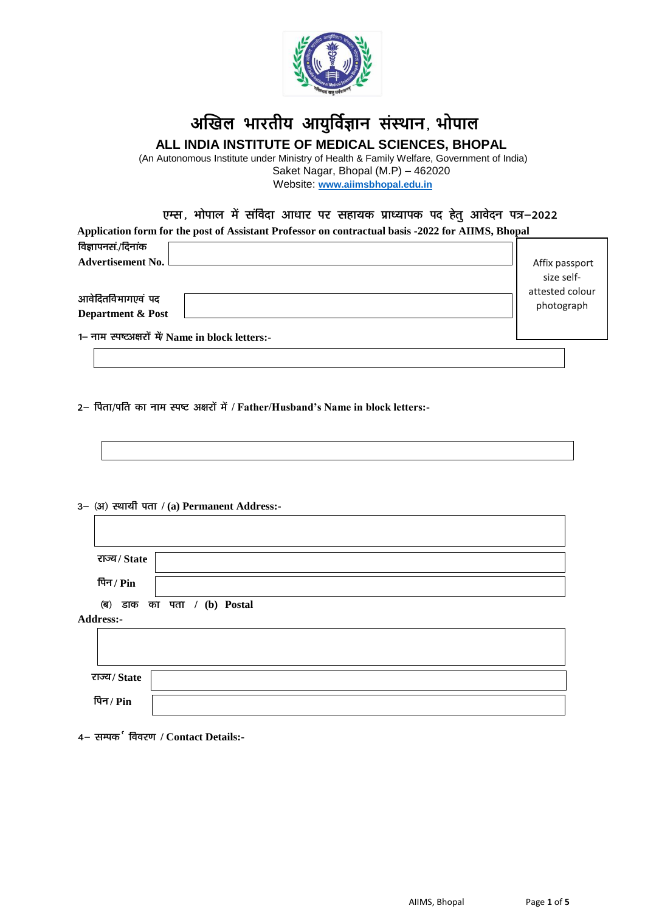# अखिल भारतीय आयुर्विज्ञान संस्थान, भोपाल

## ALL INDIA INSTITUTE OF MEDICAL SCIENCES, BHOPAL

(An Autonomous Institute under Ministry of Health & Family Welfare, Government of India)
Saket Nagar, Bhopal (M.P) – 462020
Website: www.aiimsbhopal.edu.in

### एम्स, भोपाल में संविदा आधार पर सहायक प्राध्यापक पद हेतु आवेदन पत्र–2022

**Application form for the post of Assistant Professor on contractual basis -2022 for AIIMS, Bhopal**

| | |
|---|---|
| विज्ञापनसं./दिनांक **Advertisement No.** | |
| आवेदितविभागएवं पद **Department & Post** | |

Affix passport size self-attested colour photograph

1– नाम स्पष्टअक्षरों में/ **Name in block letters:-**

| |
|---|
| |

2– पिता/पति का नाम स्पष्ट अक्षरों में / **Father/Husband's Name in block letters:-**

| |
|---|
| |

3– (अ) स्थायी पता / **(a) Permanent Address:-**

| |
|---|
| |

| | |
|---|---|
| राज्य / **State** | |
| पिन / **Pin** | |

(ब) डाक का पता / **(b) Postal Address:-**

| |
|---|
| |

| | |
|---|---|
| राज्य / **State** | |
| पिन / **Pin** | |

4– सम्पर्क विवरण / **Contact Details:-**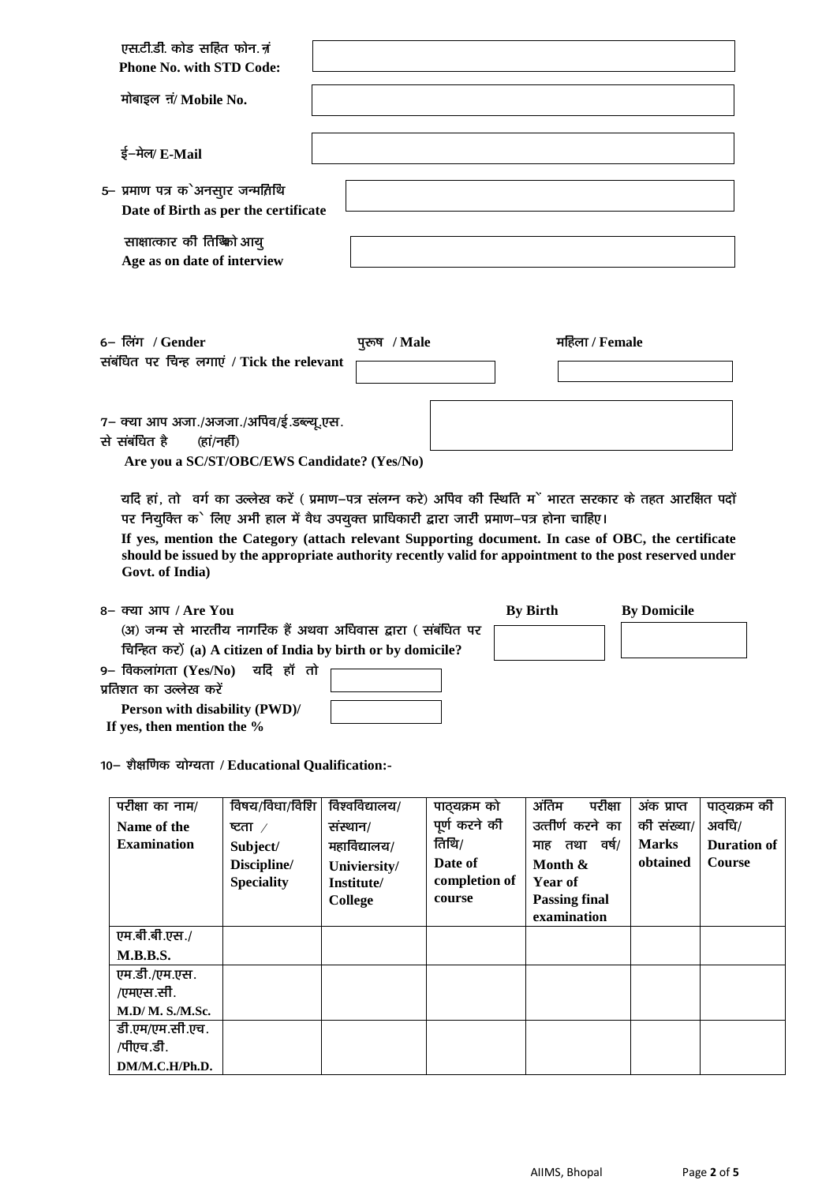एस.टी.डी. कोड सहित फोन.नं **Phone No. with STD Code:**

मोबाइल नं/ **Mobile No.**

ई–मेल/ **E-Mail**

5– प्रमाण पत्र के अनसुार जन्मतिथि
**Date of Birth as per the certificate**

साक्षात्कार की तिथि को आयु
**Age as on date of interview**

6– लिंग / **Gender** पुरूष / **Male** महिला / **Female**
संबंधित पर चिन्ह लगाएं / **Tick the relevant**

7– क्या आप अजा./अजजा./अपिव/ई.डब्ल्यू.एस. से संबंधित है (हां/नहीं)
**Are you a SC/ST/OBC/EWS Candidate? (Yes/No)**

यदि हां, तो वर्ग का उल्लेख करें ( प्रमाण–पत्र संलग्न करे) अपिव की स्थिति में भारत सरकार के तहत आरक्षित पदों पर नियुक्ति के लिए अभी हाल में वैध उपयुक्त प्राधिकारी द्वारा जारी प्रमाण–पत्र होना चाहिए।
**If yes, mention the Category (attach relevant Supporting document. In case of OBC, the certificate should be issued by the appropriate authority recently valid for appointment to the post reserved under Govt. of India)**

8– क्या आप / **Are You** **By Birth** **By Domicile**
(अ) जन्म से भारतीय नागरिक हैं अथवा अधिवास द्वारा ( संबंधित पर चिन्हित करें) **(a) A citizen of India by birth or by domicile?**

9– विकलांगता **(Yes/No)** यदि हाँ तो प्रतिशत का उल्लेख करें
**Person with disability (PWD)/**
**If yes, then mention the %**

10– शैक्षणिक योग्यता / **Educational Qualification:-**

| परीक्षा का नाम/ **Name of the Examination** | विषय/विधा/विशिष्टता / **Subject/ Discipline/ Speciality** | विश्वविद्यालय/ संस्थान/ महाविद्यालय/ **Univiersity/ Institute/ College** | पाठ्यक्रम को पूर्ण करने की तिथि/ **Date of completion of course** | अंतिम परीक्षा उत्तीर्ण करने का माह तथा वर्ष/ **Month & Year of Passing final examination** | अंक प्राप्त की संख्या/ **Marks obtained** | पाठ्यक्रम की अवधि/ **Duration of Course** |
|---|---|---|---|---|---|---|
| एम.बी.बी.एस./ **M.B.B.S.** | | | | | | |
| एम.डी./एम.एस. /एमएस.सी. **M.D/ M. S./M.Sc.** | | | | | | |
| डी.एम/एम.सी.एच. /पीएच.डी. **DM/M.C.H/Ph.D.** | | | | | | |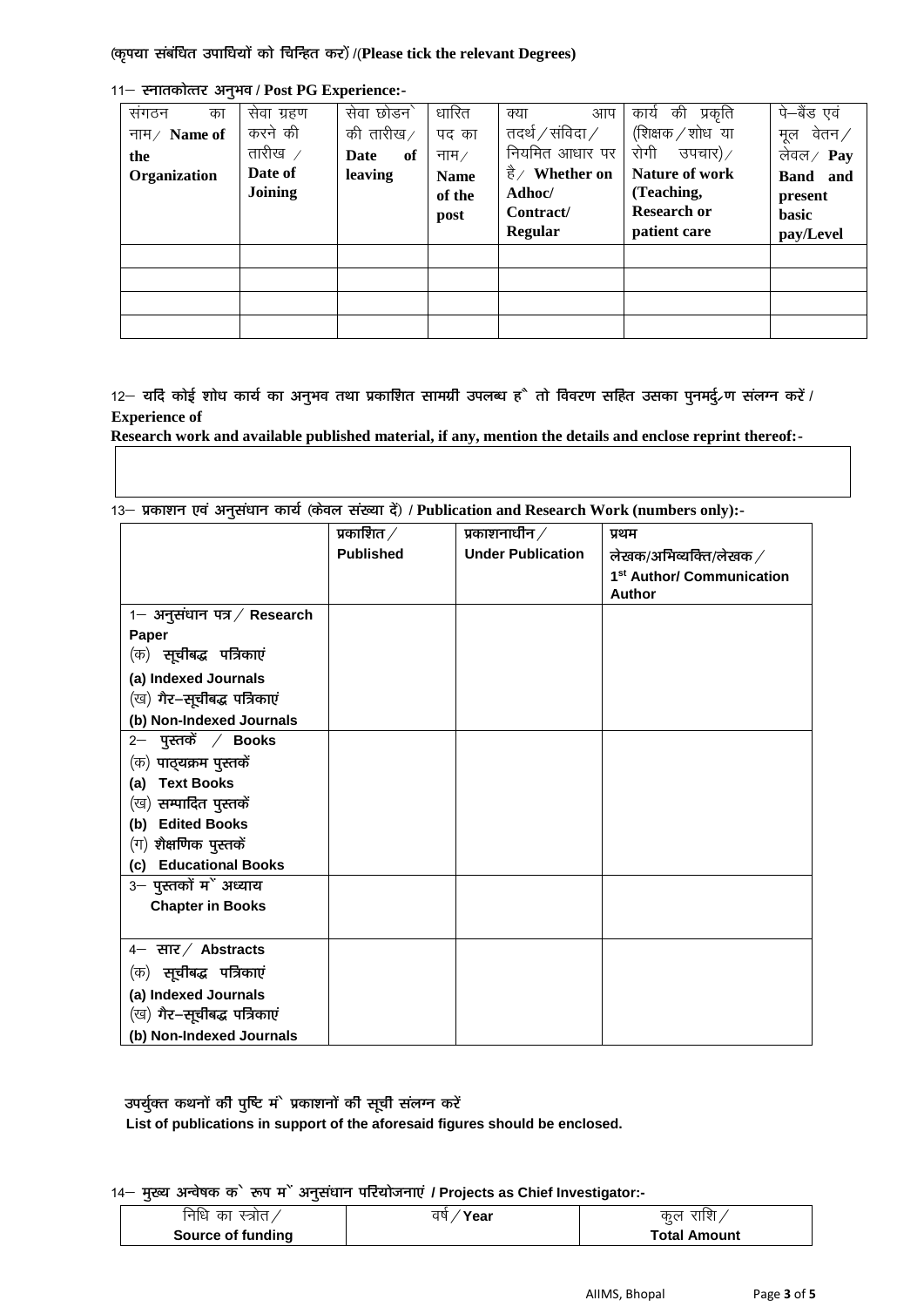(कृपया संबंधित उपाधियों को चिन्हित करें) /(**Please tick the relevant Degrees**)

11– स्नातकोत्तर अनुभव / **Post PG Experience:-**

| संगठन का नाम / **Name of the Organization** | सेवा ग्रहण करने की तारीख / **Date of Joining** | सेवा छोडने की तारीख / **Date of leaving** | धारित पद का नाम / **Name of the post** | क्या आप तदर्थ / संविदा / नियमित आधार पर है / **Whether on Adhoc/ Contract/ Regular** | कार्य की प्रकृति (शिक्षक / शोध या रोगी उपचार) / **Nature of work (Teaching, Research or patient care** | पे–बैंड एवं मूल वेतन / लेवल / **Pay Band and present basic pay/Level** |
|---|---|---|---|---|---|---|
| | | | | | | |
| | | | | | | |
| | | | | | | |
| | | | | | | |

12– यदि कोई शोध कार्य का अनुभव तथा प्रकाशित सामग्री उपलब्ध है तो विवरण सहित उसका पुनमर्दुण संलग्न करें / **Experience of Research work and available published material, if any, mention the details and enclose reprint thereof:-**

| |
|---|
| |

13– प्रकाशन एवं अनुसंधान कार्य (केवल संख्या दें) / **Publication and Research Work (numbers only):-**

| | प्रकाशित / **Published** | प्रकाशनाधीन / **Under Publication** | प्रथम लेखक/अभिव्यक्ति/लेखक / **1st Author/ Communication Author** |
|---|---|---|---|
| 1– अनुसंधान पत्र / **Research Paper**<br>(क) सूचीबद्ध पत्रिकाएं<br>**(a) Indexed Journals**<br>(ख) गैर–सूचीबद्ध पत्रिकाएं<br>**(b) Non-Indexed Journals** | | | |
| 2– पुस्तकें / **Books**<br>(क) पाठ्यक्रम पुस्तकें<br>**(a) Text Books**<br>(ख) सम्पादित पुस्तकें<br>**(b) Edited Books**<br>(ग) शैक्षणिक पुस्तकें<br>**(c) Educational Books** | | | |
| 3– पुस्तकों में अध्याय<br>**Chapter in Books** | | | |
| 4– सार / **Abstracts**<br>(क) सूचीबद्ध पत्रिकाएं<br>**(a) Indexed Journals**<br>(ख) गैर–सूचीबद्ध पत्रिकाएं<br>**(b) Non-Indexed Journals** | | | |

उपर्युक्त कथनों की पुष्टि में प्रकाशनों की सूची संलग्न करें
**List of publications in support of the aforesaid figures should be enclosed.**

14– मुख्य अन्वेषक के रूप में अनुसंधान परियोजनाएं / **Projects as Chief Investigator:-**

| निधि का स्त्रोत / **Source of funding** | वर्ष / **Year** | कुल राशि / **Total Amount** |
|---|---|---|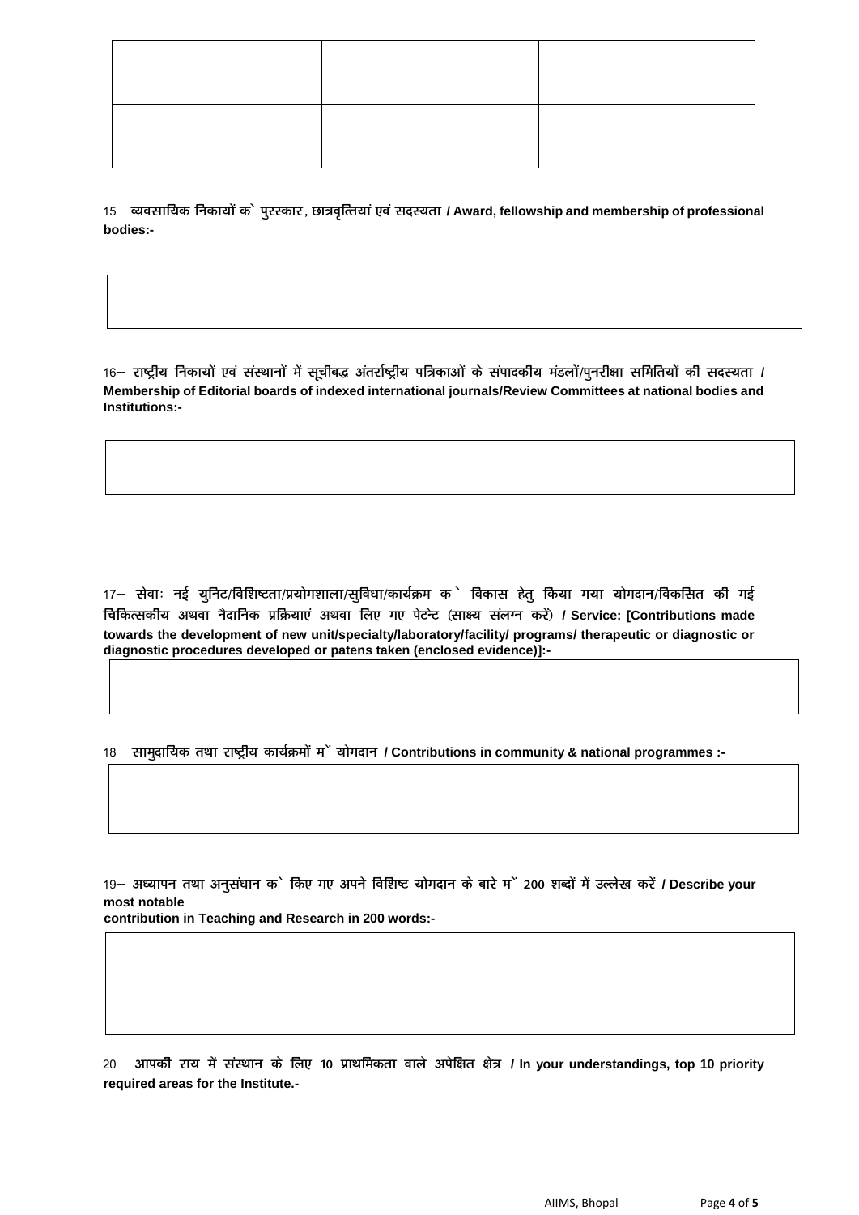| | | |
|---|---|---|
| | | |
| | | |

15– व्यवसायिक निकायों के पुरस्कार, छात्रवृत्तियां एवं सदस्यता / **Award, fellowship and membership of professional bodies:-**

| |
|---|
| |

16– राष्ट्रीय निकायों एवं संस्थानों में सूचीबद्ध अंतर्राष्ट्रीय पत्रिकाओं के संपादकीय मंडलों/पुनरीक्षा समितियों की सदस्यता / **Membership of Editorial boards of indexed international journals/Review Committees at national bodies and Institutions:-**

| |
|---|
| |

17– सेवाः नई युनिट/विशिष्टता/प्रयोगशाला/सुविधा/कार्यक्रम के विकास हेतु किया गया योगदान/विकसित की गई चिकित्सकीय अथवा नैदानिक प्रक्रियाएं अथवा लिए गए पेटेन्ट (साक्ष्य संलग्न करें) / **Service: [Contributions made towards the development of new unit/specialty/laboratory/facility/ programs/ therapeutic or diagnostic or diagnostic procedures developed or patens taken (enclosed evidence)]:-**

| |
|---|
| |

18– सामुदायिक तथा राष्ट्रीय कार्यक्रमों में योगदान / **Contributions in community & national programmes :-**

| |
|---|
| |

19– अध्यापन तथा अनुसंधान के किए गए अपने विशिष्ट योगदान के बारे में 200 शब्दों में उल्लेख करें / **Describe your most notable contribution in Teaching and Research in 200 words:-**

| |
|---|
| |

20– आपकी राय में संस्थान के लिए 10 प्राथमिकता वाले अपेक्षित क्षेत्र / **In your understandings, top 10 priority required areas for the Institute.-**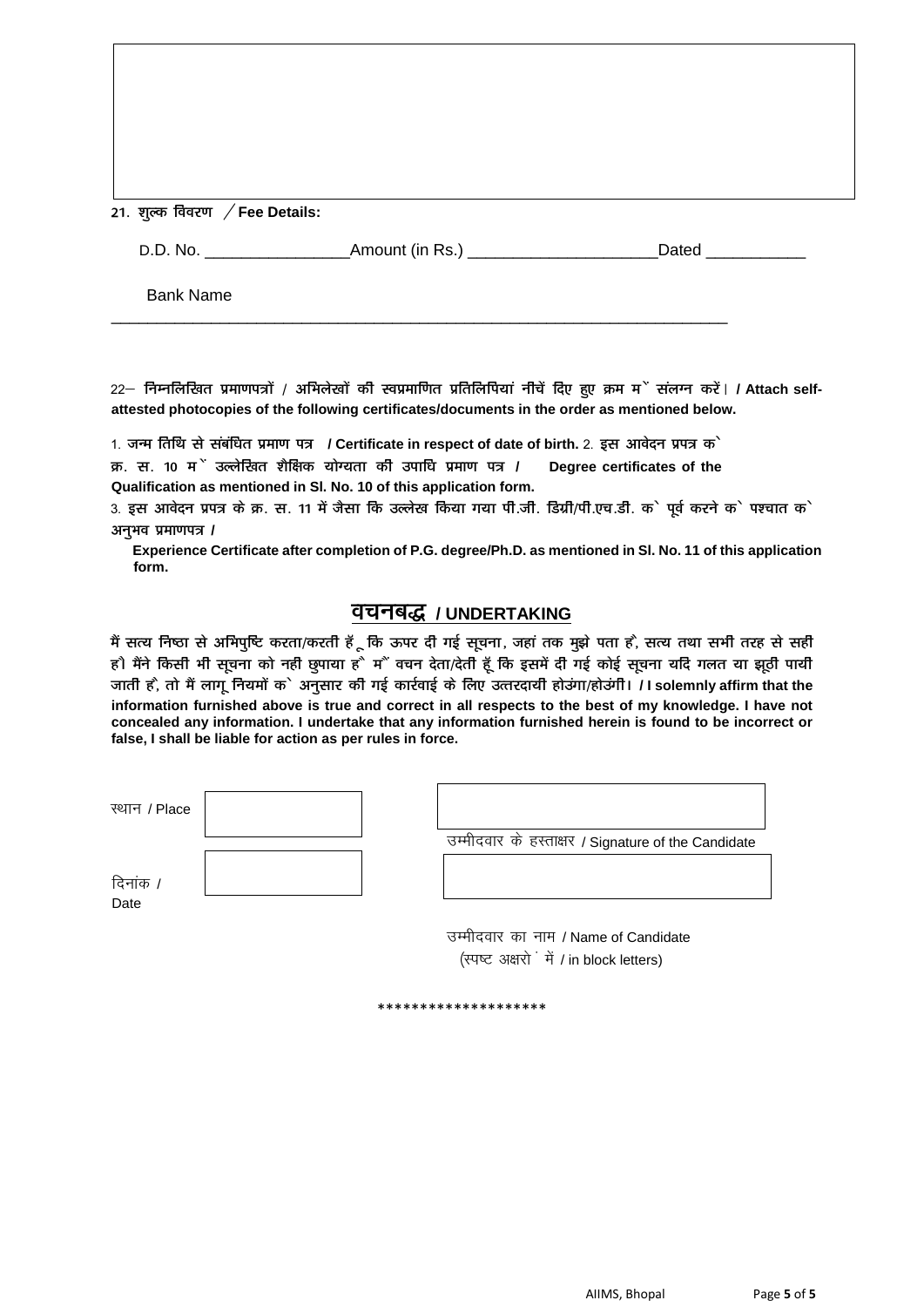21. शुल्क विवरण / **Fee Details:**

D.D. No. ________________Amount (in Rs.) _____________________Dated ___________

Bank Name

_________________________________________________________________________

22– **निम्नलिखित प्रमाणपत्रों / अभिलेखों की स्वप्रमाणित प्रतिलिपियां नीचें दिए हुए क्रम में संलग्न करें। / Attach self-attested photocopies of the following certificates/documents in the order as mentioned below.**

1. **जन्म तिथि से संबंधित प्रमाण पत्र / Certificate in respect of date of birth.** 2. **इस आवेदन प्रपत्र के क्र. स. 10 में उल्लेखित शैक्षिक योग्यता की उपाधि प्रमाण पत्र / Degree certificates of the Qualification as mentioned in Sl. No. 10 of this application form.**

3. **इस आवेदन प्रपत्र के क्र. स. 11 में जैसा कि उल्लेख किया गया पी.जी. डिग्री/पी.एच.डी. के पूर्व करने के पश्चात के अनुभव प्रमाणपत्र /**

**Experience Certificate after completion of P.G. degree/Ph.D. as mentioned in Sl. No. 11 of this application form.**

## वचनबद्ध / UNDERTAKING

**मैं सत्य निष्ठा से अभिपुष्टि करता/करती हूँ कि ऊपर दी गई सूचना, जहां तक मुझे पता है, सत्य तथा सभी तरह से सही है। मैंने किसी भी सूचना को नहीं छुपाया है मैं वचन देता/देती हूँ कि इसमें दी गई कोई सूचना यदि गलत या झूठी पायी जाती है, तो मैं लागू नियमों के अनुसार की गई कार्रवाई के लिए उत्तरदायी होउंगा/होउंगी। / I solemnly affirm that the information furnished above is true and correct in all respects to the best of my knowledge. I have not concealed any information. I undertake that any information furnished herein is found to be incorrect or false, I shall be liable for action as per rules in force.**

स्थान / Place

उम्मीदवार के हस्ताक्षर / Signature of the Candidate

दिनांक / Date

उम्मीदवार का नाम / Name of Candidate
(स्पष्ट अक्षरों में / in block letters)

*******************